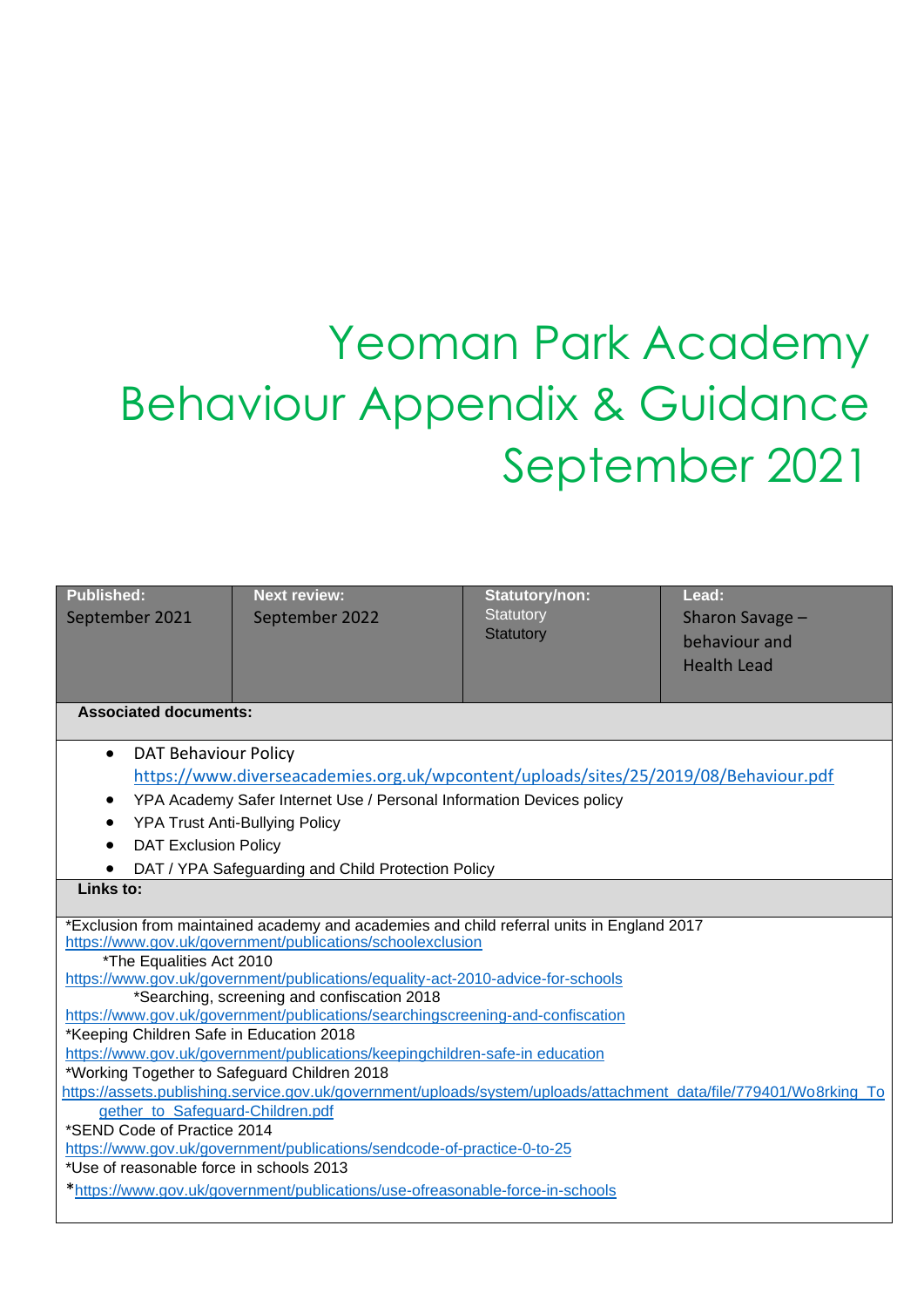# Yeoman Park Academy Behaviour Appendix & Guidance September 2021

| Published: | Next review: | Statutory/non: | Lead: |
|---|---|---|---|
| September 2021 | September 2022 | Statutory | Sharon Savage – behaviour and Health Lead |

**Associated documents:**

- DAT Behaviour Policy https://www.diverseacademies.org.uk/wpcontent/uploads/sites/25/2019/08/Behaviour.pdf
- YPA Academy Safer Internet Use / Personal Information Devices policy
- YPA Trust Anti-Bullying Policy
- DAT Exclusion Policy
- DAT / YPA Safeguarding and Child Protection Policy

**Links to:**

*Exclusion from maintained academy and academies and child referral units in England 2017
https://www.gov.uk/government/publications/schoolexclusion

*The Equalities Act 2010
https://www.gov.uk/government/publications/equality-act-2010-advice-for-schools

*Searching, screening and confiscation 2018
https://www.gov.uk/government/publications/searchingscreening-and-confiscation

*Keeping Children Safe in Education 2018
https://www.gov.uk/government/publications/keepingchildren-safe-in education

*Working Together to Safeguard Children 2018
https://assets.publishing.service.gov.uk/government/uploads/system/uploads/attachment_data/file/779401/Wo8rking_Together_to_Safeguard-Children.pdf

*SEND Code of Practice 2014
https://www.gov.uk/government/publications/sendcode-of-practice-0-to-25

*Use of reasonable force in schools 2013
*https://www.gov.uk/government/publications/use-ofreasonable-force-in-schools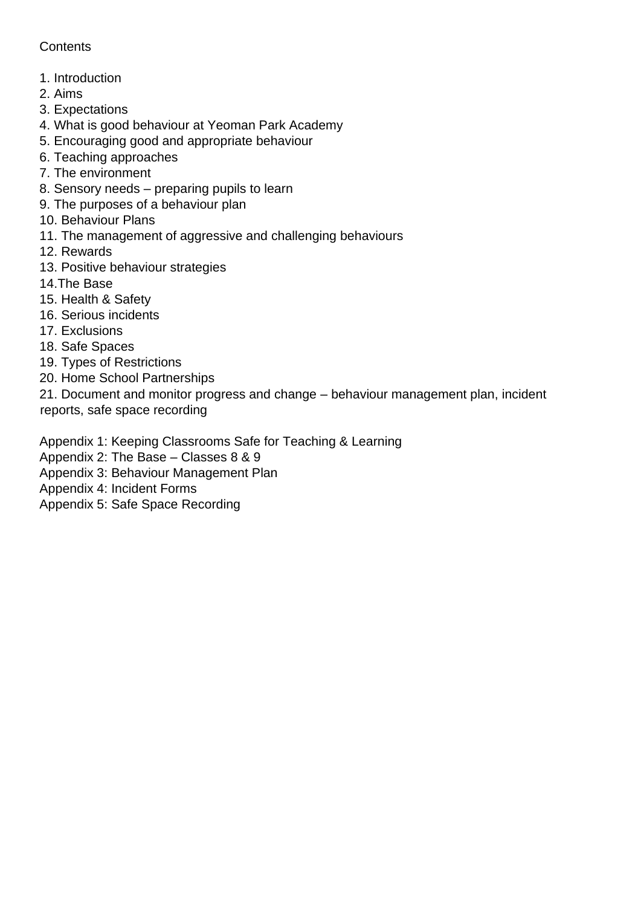Contents

1. Introduction
2. Aims
3. Expectations
4. What is good behaviour at Yeoman Park Academy
5. Encouraging good and appropriate behaviour
6. Teaching approaches
7. The environment
8. Sensory needs – preparing pupils to learn
9. The purposes of a behaviour plan
10. Behaviour Plans
11. The management of aggressive and challenging behaviours
12. Rewards
13. Positive behaviour strategies
14. The Base
15. Health & Safety
16. Serious incidents
17. Exclusions
18. Safe Spaces
19. Types of Restrictions
20. Home School Partnerships
21. Document and monitor progress and change – behaviour management plan, incident reports, safe space recording

Appendix 1: Keeping Classrooms Safe for Teaching & Learning
Appendix 2: The Base – Classes 8 & 9
Appendix 3: Behaviour Management Plan
Appendix 4: Incident Forms
Appendix 5: Safe Space Recording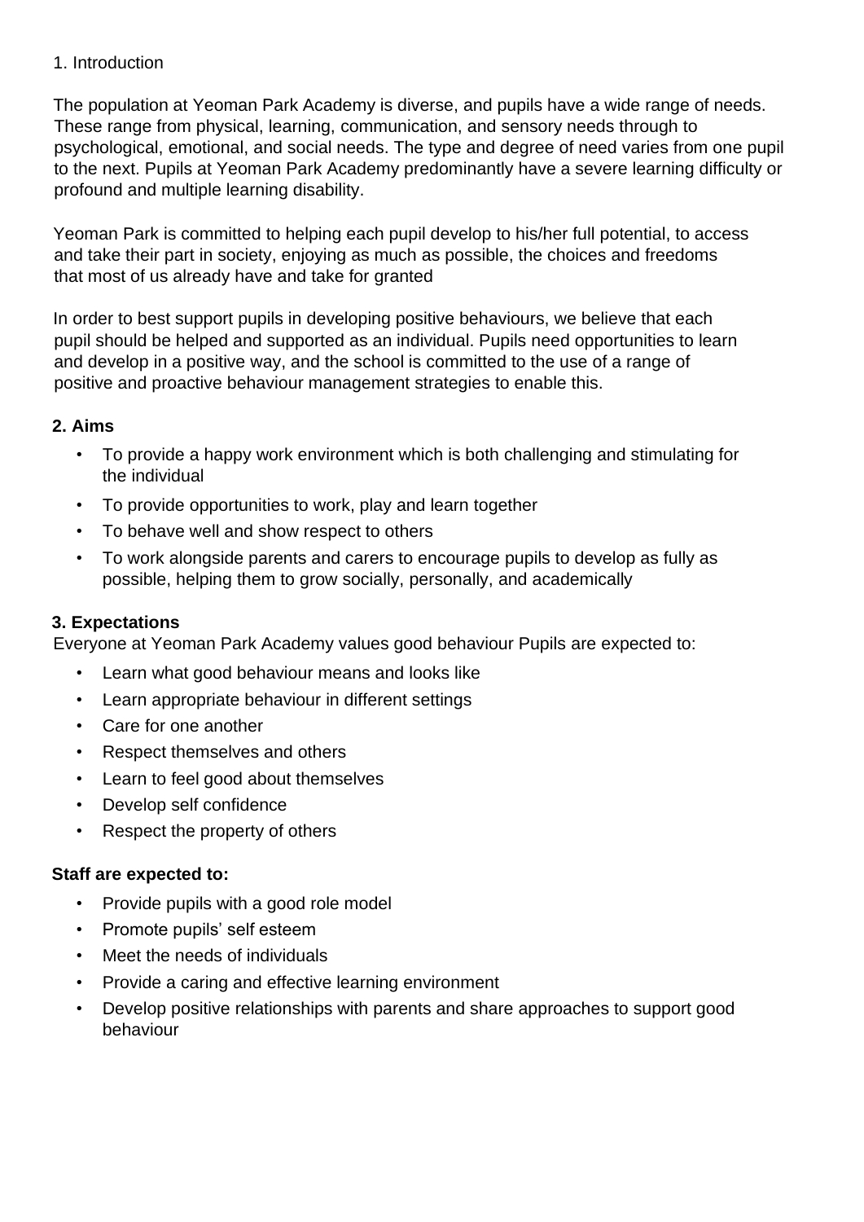## 1. Introduction

The population at Yeoman Park Academy is diverse, and pupils have a wide range of needs. These range from physical, learning, communication, and sensory needs through to psychological, emotional, and social needs. The type and degree of need varies from one pupil to the next. Pupils at Yeoman Park Academy predominantly have a severe learning difficulty or profound and multiple learning disability.

Yeoman Park is committed to helping each pupil develop to his/her full potential, to access and take their part in society, enjoying as much as possible, the choices and freedoms that most of us already have and take for granted

In order to best support pupils in developing positive behaviours, we believe that each pupil should be helped and supported as an individual. Pupils need opportunities to learn and develop in a positive way, and the school is committed to the use of a range of positive and proactive behaviour management strategies to enable this.

## 2. Aims

- To provide a happy work environment which is both challenging and stimulating for the individual
- To provide opportunities to work, play and learn together
- To behave well and show respect to others
- To work alongside parents and carers to encourage pupils to develop as fully as possible, helping them to grow socially, personally, and academically

## 3. Expectations

Everyone at Yeoman Park Academy values good behaviour Pupils are expected to:

- Learn what good behaviour means and looks like
- Learn appropriate behaviour in different settings
- Care for one another
- Respect themselves and others
- Learn to feel good about themselves
- Develop self confidence
- Respect the property of others

**Staff are expected to:**

- Provide pupils with a good role model
- Promote pupils' self esteem
- Meet the needs of individuals
- Provide a caring and effective learning environment
- Develop positive relationships with parents and share approaches to support good behaviour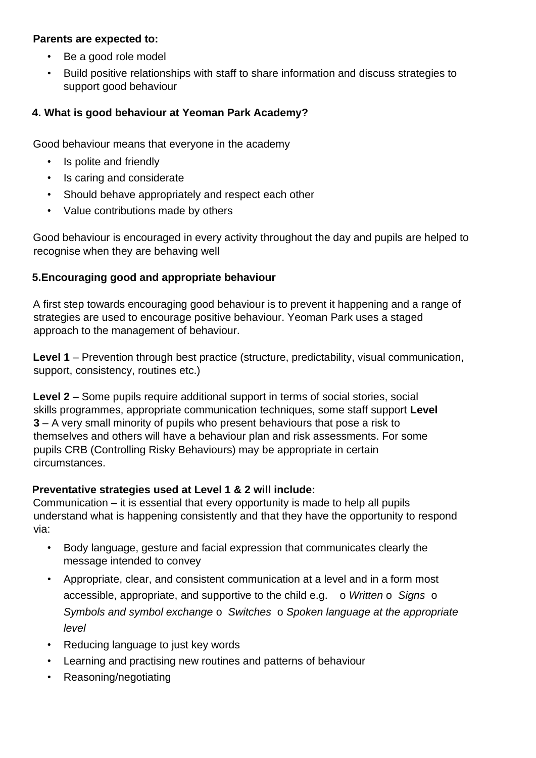**Parents are expected to:**

- Be a good role model
- Build positive relationships with staff to share information and discuss strategies to support good behaviour

## 4. What is good behaviour at Yeoman Park Academy?

Good behaviour means that everyone in the academy

- Is polite and friendly
- Is caring and considerate
- Should behave appropriately and respect each other
- Value contributions made by others

Good behaviour is encouraged in every activity throughout the day and pupils are helped to recognise when they are behaving well

## 5.Encouraging good and appropriate behaviour

A first step towards encouraging good behaviour is to prevent it happening and a range of strategies are used to encourage positive behaviour. Yeoman Park uses a staged approach to the management of behaviour.

**Level 1** – Prevention through best practice (structure, predictability, visual communication, support, consistency, routines etc.)

**Level 2** – Some pupils require additional support in terms of social stories, social skills programmes, appropriate communication techniques, some staff support **Level 3** – A very small minority of pupils who present behaviours that pose a risk to themselves and others will have a behaviour plan and risk assessments. For some pupils CRB (Controlling Risky Behaviours) may be appropriate in certain circumstances.

**Preventative strategies used at Level 1 & 2 will include:**
Communication – it is essential that every opportunity is made to help all pupils understand what is happening consistently and that they have the opportunity to respond via:

- Body language, gesture and facial expression that communicates clearly the message intended to convey
- Appropriate, clear, and consistent communication at a level and in a form most accessible, appropriate, and supportive to the child e.g. o *Written* o *Signs* o *Symbols and symbol exchange* o *Switches* o *Spoken language at the appropriate level*
- Reducing language to just key words
- Learning and practising new routines and patterns of behaviour
- Reasoning/negotiating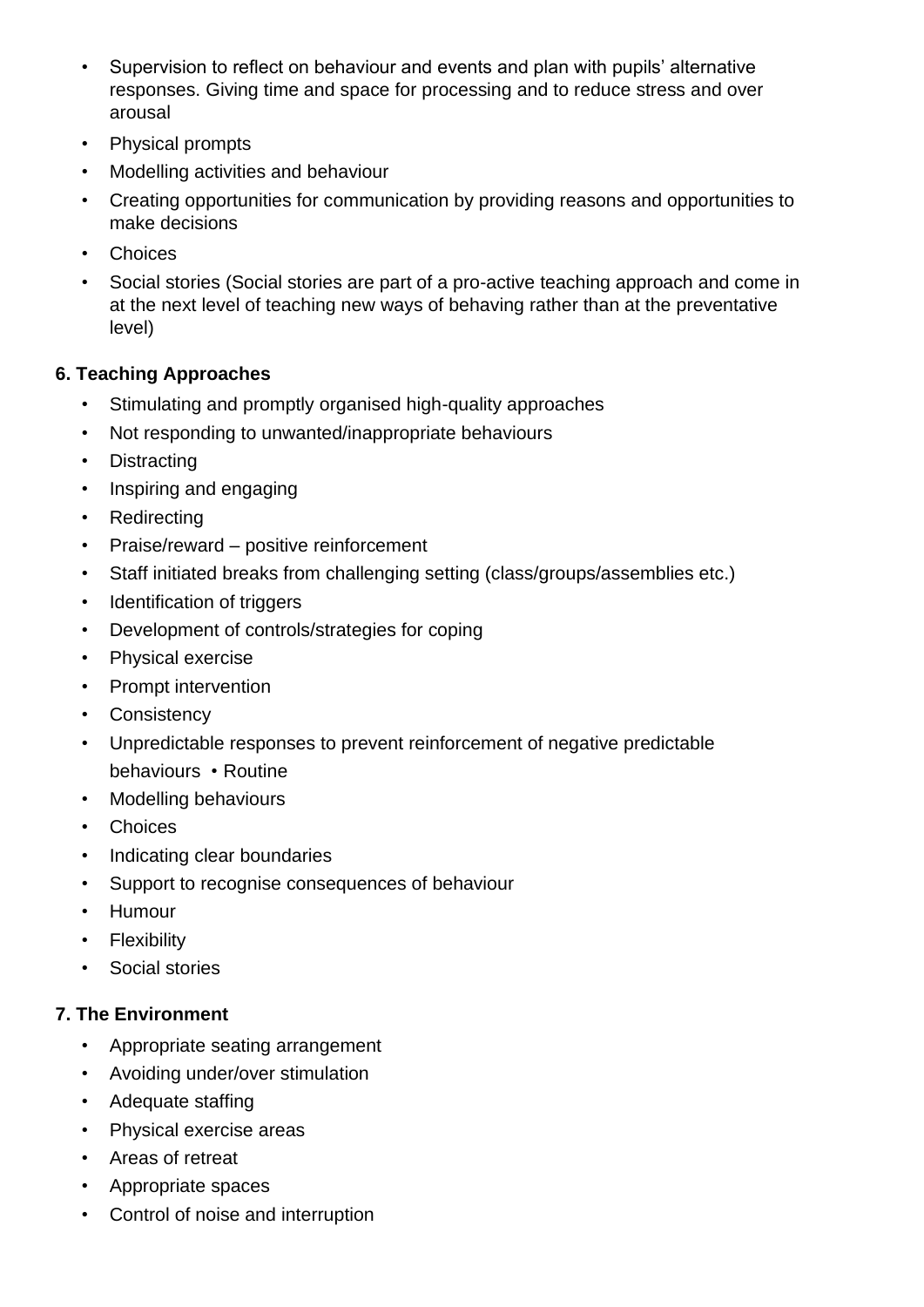- Supervision to reflect on behaviour and events and plan with pupils' alternative responses. Giving time and space for processing and to reduce stress and over arousal
- Physical prompts
- Modelling activities and behaviour
- Creating opportunities for communication by providing reasons and opportunities to make decisions
- Choices
- Social stories (Social stories are part of a pro-active teaching approach and come in at the next level of teaching new ways of behaving rather than at the preventative level)

**6. Teaching Approaches**

- Stimulating and promptly organised high-quality approaches
- Not responding to unwanted/inappropriate behaviours
- Distracting
- Inspiring and engaging
- Redirecting
- Praise/reward – positive reinforcement
- Staff initiated breaks from challenging setting (class/groups/assemblies etc.)
- Identification of triggers
- Development of controls/strategies for coping
- Physical exercise
- Prompt intervention
- Consistency
- Unpredictable responses to prevent reinforcement of negative predictable behaviours • Routine
- Modelling behaviours
- Choices
- Indicating clear boundaries
- Support to recognise consequences of behaviour
- Humour
- Flexibility
- Social stories

**7. The Environment**

- Appropriate seating arrangement
- Avoiding under/over stimulation
- Adequate staffing
- Physical exercise areas
- Areas of retreat
- Appropriate spaces
- Control of noise and interruption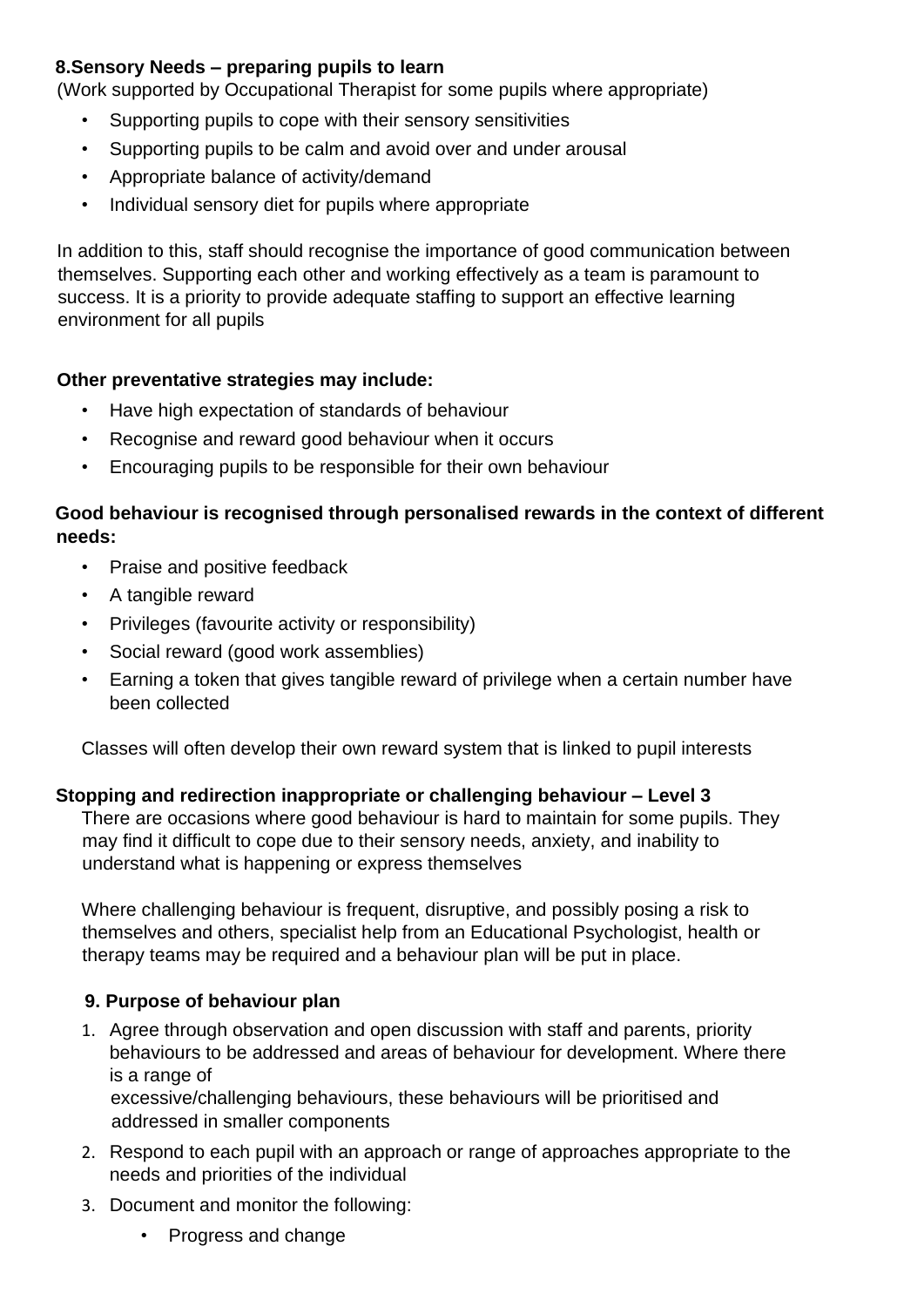**8.Sensory Needs – preparing pupils to learn**

(Work supported by Occupational Therapist for some pupils where appropriate)

- Supporting pupils to cope with their sensory sensitivities
- Supporting pupils to be calm and avoid over and under arousal
- Appropriate balance of activity/demand
- Individual sensory diet for pupils where appropriate

In addition to this, staff should recognise the importance of good communication between themselves. Supporting each other and working effectively as a team is paramount to success. It is a priority to provide adequate staffing to support an effective learning environment for all pupils

**Other preventative strategies may include:**

- Have high expectation of standards of behaviour
- Recognise and reward good behaviour when it occurs
- Encouraging pupils to be responsible for their own behaviour

**Good behaviour is recognised through personalised rewards in the context of different needs:**

- Praise and positive feedback
- A tangible reward
- Privileges (favourite activity or responsibility)
- Social reward (good work assemblies)
- Earning a token that gives tangible reward of privilege when a certain number have been collected

Classes will often develop their own reward system that is linked to pupil interests

**Stopping and redirection inappropriate or challenging behaviour – Level 3**

There are occasions where good behaviour is hard to maintain for some pupils. They may find it difficult to cope due to their sensory needs, anxiety, and inability to understand what is happening or express themselves

Where challenging behaviour is frequent, disruptive, and possibly posing a risk to themselves and others, specialist help from an Educational Psychologist, health or therapy teams may be required and a behaviour plan will be put in place.

**9. Purpose of behaviour plan**

1. Agree through observation and open discussion with staff and parents, priority behaviours to be addressed and areas of behaviour for development. Where there is a range of excessive/challenging behaviours, these behaviours will be prioritised and addressed in smaller components
2. Respond to each pupil with an approach or range of approaches appropriate to the needs and priorities of the individual
3. Document and monitor the following:
   - Progress and change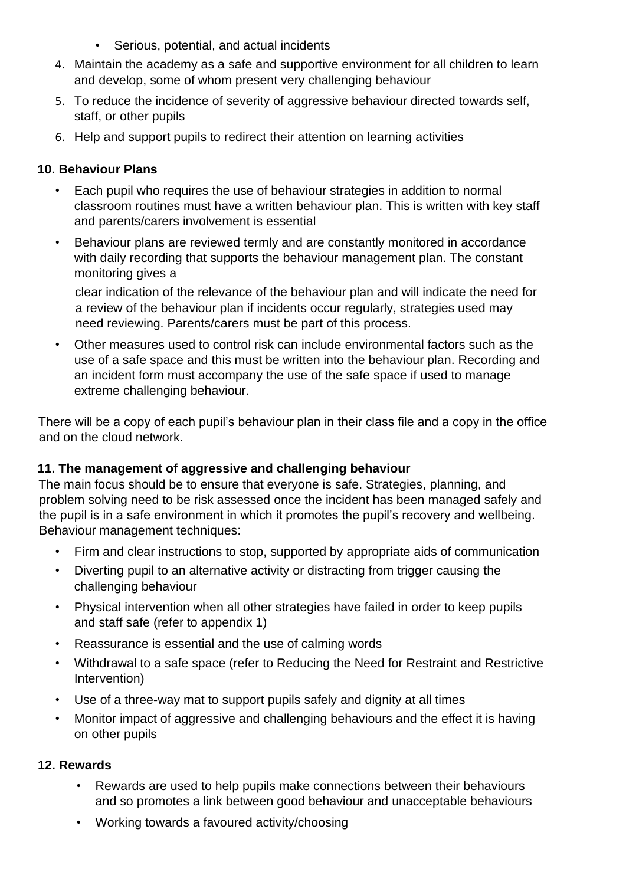- Serious, potential, and actual incidents

4. Maintain the academy as a safe and supportive environment for all children to learn and develop, some of whom present very challenging behaviour
5. To reduce the incidence of severity of aggressive behaviour directed towards self, staff, or other pupils
6. Help and support pupils to redirect their attention on learning activities

**10. Behaviour Plans**

- Each pupil who requires the use of behaviour strategies in addition to normal classroom routines must have a written behaviour plan. This is written with key staff and parents/carers involvement is essential
- Behaviour plans are reviewed termly and are constantly monitored in accordance with daily recording that supports the behaviour management plan. The constant monitoring gives a

  clear indication of the relevance of the behaviour plan and will indicate the need for a review of the behaviour plan if incidents occur regularly, strategies used may need reviewing. Parents/carers must be part of this process.
- Other measures used to control risk can include environmental factors such as the use of a safe space and this must be written into the behaviour plan. Recording and an incident form must accompany the use of the safe space if used to manage extreme challenging behaviour.

There will be a copy of each pupil's behaviour plan in their class file and a copy in the office and on the cloud network.

**11. The management of aggressive and challenging behaviour**

The main focus should be to ensure that everyone is safe. Strategies, planning, and problem solving need to be risk assessed once the incident has been managed safely and the pupil is in a safe environment in which it promotes the pupil's recovery and wellbeing. Behaviour management techniques:

- Firm and clear instructions to stop, supported by appropriate aids of communication
- Diverting pupil to an alternative activity or distracting from trigger causing the challenging behaviour
- Physical intervention when all other strategies have failed in order to keep pupils and staff safe (refer to appendix 1)
- Reassurance is essential and the use of calming words
- Withdrawal to a safe space (refer to Reducing the Need for Restraint and Restrictive Intervention)
- Use of a three-way mat to support pupils safely and dignity at all times
- Monitor impact of aggressive and challenging behaviours and the effect it is having on other pupils

**12. Rewards**

- Rewards are used to help pupils make connections between their behaviours and so promotes a link between good behaviour and unacceptable behaviours
- Working towards a favoured activity/choosing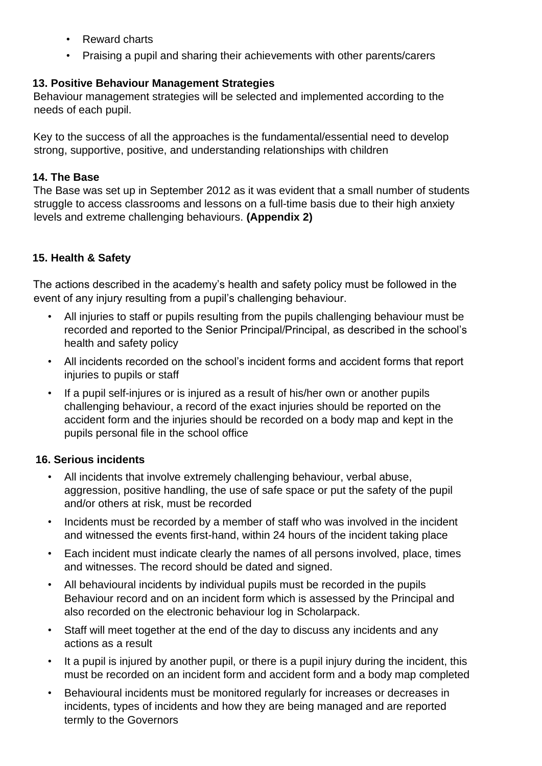- Reward charts
- Praising a pupil and sharing their achievements with other parents/carers

### 13. Positive Behaviour Management Strategies

Behaviour management strategies will be selected and implemented according to the needs of each pupil.

Key to the success of all the approaches is the fundamental/essential need to develop strong, supportive, positive, and understanding relationships with children

### 14. The Base

The Base was set up in September 2012 as it was evident that a small number of students struggle to access classrooms and lessons on a full-time basis due to their high anxiety levels and extreme challenging behaviours. **(Appendix 2)**

### 15. Health & Safety

The actions described in the academy's health and safety policy must be followed in the event of any injury resulting from a pupil's challenging behaviour.

- All injuries to staff or pupils resulting from the pupils challenging behaviour must be recorded and reported to the Senior Principal/Principal, as described in the school's health and safety policy
- All incidents recorded on the school's incident forms and accident forms that report injuries to pupils or staff
- If a pupil self-injures or is injured as a result of his/her own or another pupils challenging behaviour, a record of the exact injuries should be reported on the accident form and the injuries should be recorded on a body map and kept in the pupils personal file in the school office

### 16. Serious incidents

- All incidents that involve extremely challenging behaviour, verbal abuse, aggression, positive handling, the use of safe space or put the safety of the pupil and/or others at risk, must be recorded
- Incidents must be recorded by a member of staff who was involved in the incident and witnessed the events first-hand, within 24 hours of the incident taking place
- Each incident must indicate clearly the names of all persons involved, place, times and witnesses. The record should be dated and signed.
- All behavioural incidents by individual pupils must be recorded in the pupils Behaviour record and on an incident form which is assessed by the Principal and also recorded on the electronic behaviour log in Scholarpack.
- Staff will meet together at the end of the day to discuss any incidents and any actions as a result
- It a pupil is injured by another pupil, or there is a pupil injury during the incident, this must be recorded on an incident form and accident form and a body map completed
- Behavioural incidents must be monitored regularly for increases or decreases in incidents, types of incidents and how they are being managed and are reported termly to the Governors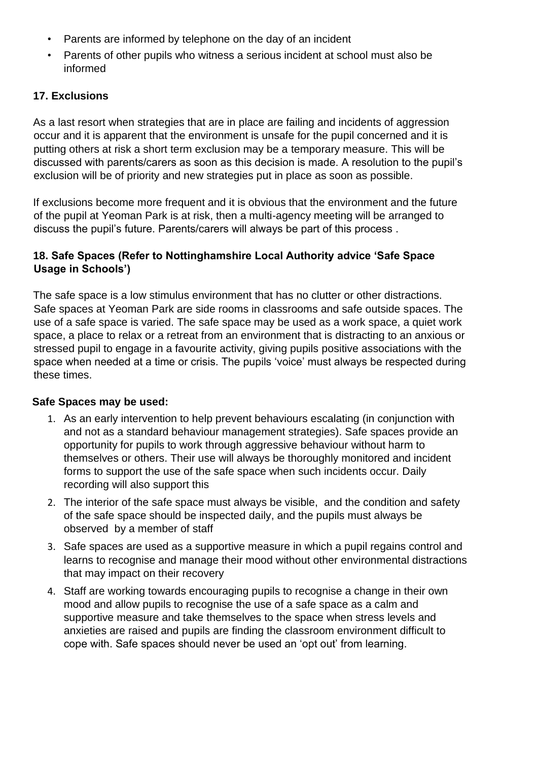- Parents are informed by telephone on the day of an incident
- Parents of other pupils who witness a serious incident at school must also be informed

## 17. Exclusions

As a last resort when strategies that are in place are failing and incidents of aggression occur and it is apparent that the environment is unsafe for the pupil concerned and it is putting others at risk a short term exclusion may be a temporary measure. This will be discussed with parents/carers as soon as this decision is made. A resolution to the pupil's exclusion will be of priority and new strategies put in place as soon as possible.

If exclusions become more frequent and it is obvious that the environment and the future of the pupil at Yeoman Park is at risk, then a multi-agency meeting will be arranged to discuss the pupil's future. Parents/carers will always be part of this process .

## 18. Safe Spaces (Refer to Nottinghamshire Local Authority advice 'Safe Space Usage in Schools')

The safe space is a low stimulus environment that has no clutter or other distractions. Safe spaces at Yeoman Park are side rooms in classrooms and safe outside spaces. The use of a safe space is varied. The safe space may be used as a work space, a quiet work space, a place to relax or a retreat from an environment that is distracting to an anxious or stressed pupil to engage in a favourite activity, giving pupils positive associations with the space when needed at a time or crisis. The pupils 'voice' must always be respected during these times.

**Safe Spaces may be used:**

1. As an early intervention to help prevent behaviours escalating (in conjunction with and not as a standard behaviour management strategies). Safe spaces provide an opportunity for pupils to work through aggressive behaviour without harm to themselves or others. Their use will always be thoroughly monitored and incident forms to support the use of the safe space when such incidents occur. Daily recording will also support this
2. The interior of the safe space must always be visible, and the condition and safety of the safe space should be inspected daily, and the pupils must always be observed by a member of staff
3. Safe spaces are used as a supportive measure in which a pupil regains control and learns to recognise and manage their mood without other environmental distractions that may impact on their recovery
4. Staff are working towards encouraging pupils to recognise a change in their own mood and allow pupils to recognise the use of a safe space as a calm and supportive measure and take themselves to the space when stress levels and anxieties are raised and pupils are finding the classroom environment difficult to cope with. Safe spaces should never be used an 'opt out' from learning.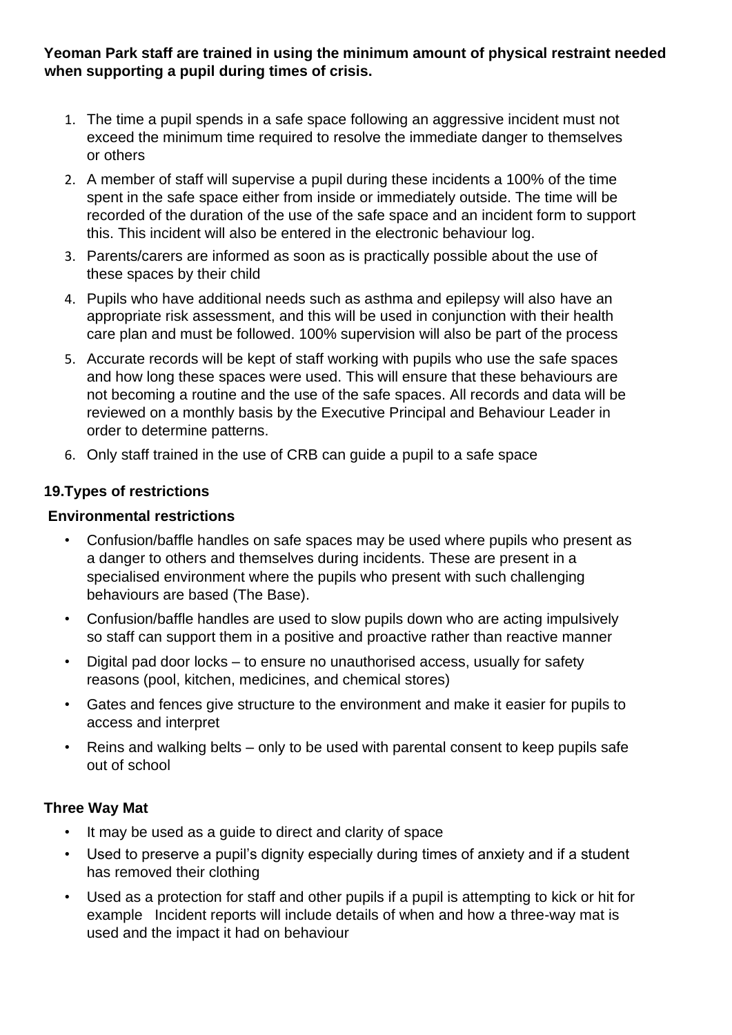**Yeoman Park staff are trained in using the minimum amount of physical restraint needed when supporting a pupil during times of crisis.**

1. The time a pupil spends in a safe space following an aggressive incident must not exceed the minimum time required to resolve the immediate danger to themselves or others
2. A member of staff will supervise a pupil during these incidents a 100% of the time spent in the safe space either from inside or immediately outside. The time will be recorded of the duration of the use of the safe space and an incident form to support this. This incident will also be entered in the electronic behaviour log.
3. Parents/carers are informed as soon as is practically possible about the use of these spaces by their child
4. Pupils who have additional needs such as asthma and epilepsy will also have an appropriate risk assessment, and this will be used in conjunction with their health care plan and must be followed. 100% supervision will also be part of the process
5. Accurate records will be kept of staff working with pupils who use the safe spaces and how long these spaces were used. This will ensure that these behaviours are not becoming a routine and the use of the safe spaces. All records and data will be reviewed on a monthly basis by the Executive Principal and Behaviour Leader in order to determine patterns.
6. Only staff trained in the use of CRB can guide a pupil to a safe space

## 19.Types of restrictions

### Environmental restrictions

- Confusion/baffle handles on safe spaces may be used where pupils who present as a danger to others and themselves during incidents. These are present in a specialised environment where the pupils who present with such challenging behaviours are based (The Base).
- Confusion/baffle handles are used to slow pupils down who are acting impulsively so staff can support them in a positive and proactive rather than reactive manner
- Digital pad door locks – to ensure no unauthorised access, usually for safety reasons (pool, kitchen, medicines, and chemical stores)
- Gates and fences give structure to the environment and make it easier for pupils to access and interpret
- Reins and walking belts – only to be used with parental consent to keep pupils safe out of school

### Three Way Mat

- It may be used as a guide to direct and clarity of space
- Used to preserve a pupil's dignity especially during times of anxiety and if a student has removed their clothing
- Used as a protection for staff and other pupils if a pupil is attempting to kick or hit for example Incident reports will include details of when and how a three-way mat is used and the impact it had on behaviour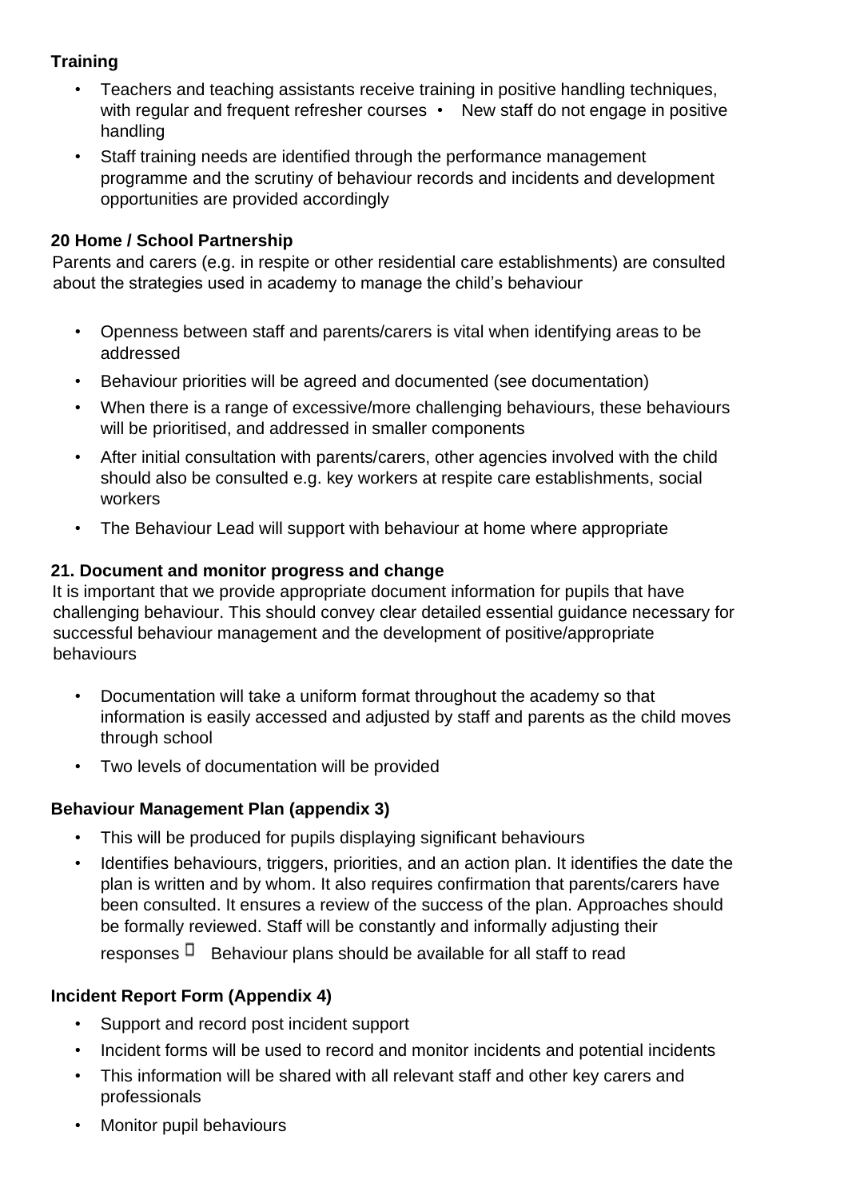### Training

- Teachers and teaching assistants receive training in positive handling techniques, with regular and frequent refresher courses • New staff do not engage in positive handling
- Staff training needs are identified through the performance management programme and the scrutiny of behaviour records and incidents and development opportunities are provided accordingly

### 20 Home / School Partnership

Parents and carers (e.g. in respite or other residential care establishments) are consulted about the strategies used in academy to manage the child's behaviour

- Openness between staff and parents/carers is vital when identifying areas to be addressed
- Behaviour priorities will be agreed and documented (see documentation)
- When there is a range of excessive/more challenging behaviours, these behaviours will be prioritised, and addressed in smaller components
- After initial consultation with parents/carers, other agencies involved with the child should also be consulted e.g. key workers at respite care establishments, social workers
- The Behaviour Lead will support with behaviour at home where appropriate

### 21. Document and monitor progress and change

It is important that we provide appropriate document information for pupils that have challenging behaviour. This should convey clear detailed essential guidance necessary for successful behaviour management and the development of positive/appropriate behaviours

- Documentation will take a uniform format throughout the academy so that information is easily accessed and adjusted by staff and parents as the child moves through school
- Two levels of documentation will be provided

### Behaviour Management Plan (appendix 3)

- This will be produced for pupils displaying significant behaviours
- Identifies behaviours, triggers, priorities, and an action plan. It identifies the date the plan is written and by whom. It also requires confirmation that parents/carers have been consulted. It ensures a review of the success of the plan. Approaches should be formally reviewed. Staff will be constantly and informally adjusting their responses  Behaviour plans should be available for all staff to read

### Incident Report Form (Appendix 4)

- Support and record post incident support
- Incident forms will be used to record and monitor incidents and potential incidents
- This information will be shared with all relevant staff and other key carers and professionals
- Monitor pupil behaviours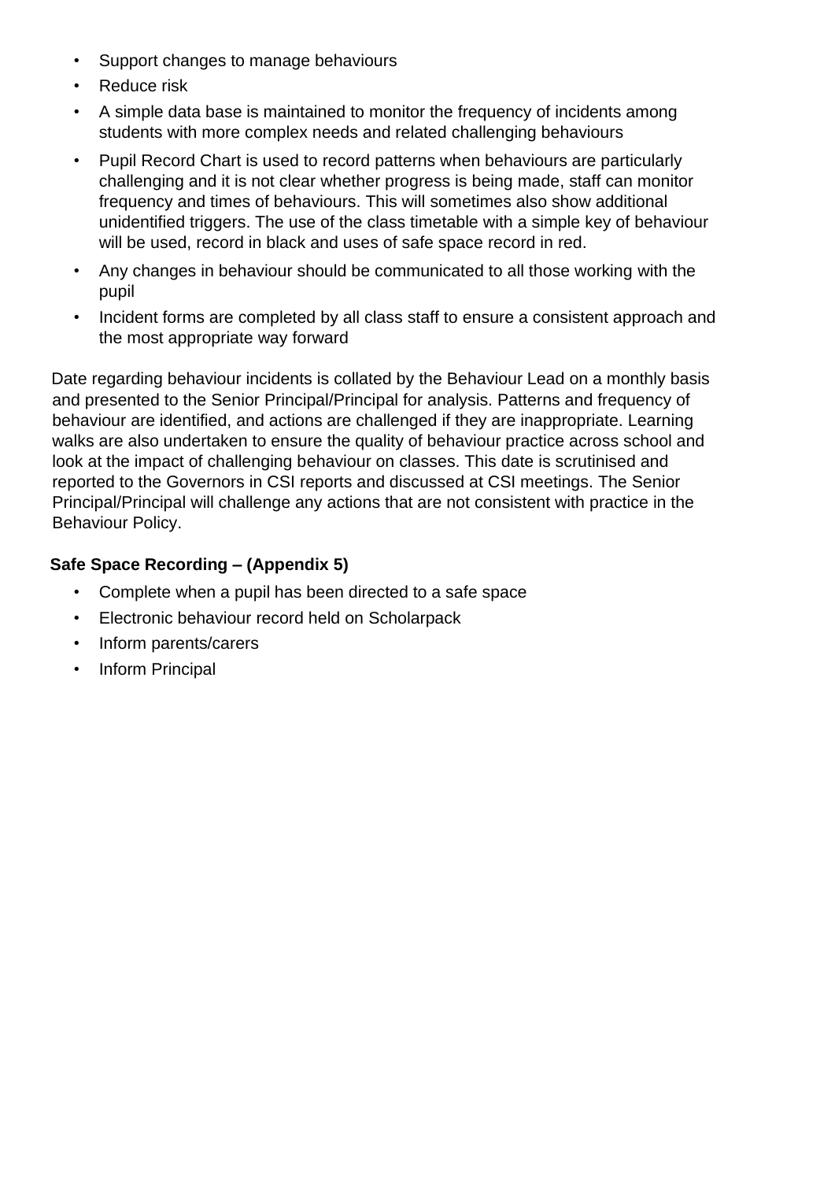- Support changes to manage behaviours
- Reduce risk
- A simple data base is maintained to monitor the frequency of incidents among students with more complex needs and related challenging behaviours
- Pupil Record Chart is used to record patterns when behaviours are particularly challenging and it is not clear whether progress is being made, staff can monitor frequency and times of behaviours. This will sometimes also show additional unidentified triggers. The use of the class timetable with a simple key of behaviour will be used, record in black and uses of safe space record in red.
- Any changes in behaviour should be communicated to all those working with the pupil
- Incident forms are completed by all class staff to ensure a consistent approach and the most appropriate way forward

Date regarding behaviour incidents is collated by the Behaviour Lead on a monthly basis and presented to the Senior Principal/Principal for analysis. Patterns and frequency of behaviour are identified, and actions are challenged if they are inappropriate. Learning walks are also undertaken to ensure the quality of behaviour practice across school and look at the impact of challenging behaviour on classes. This date is scrutinised and reported to the Governors in CSI reports and discussed at CSI meetings. The Senior Principal/Principal will challenge any actions that are not consistent with practice in the Behaviour Policy.

**Safe Space Recording – (Appendix 5)**

- Complete when a pupil has been directed to a safe space
- Electronic behaviour record held on Scholarpack
- Inform parents/carers
- Inform Principal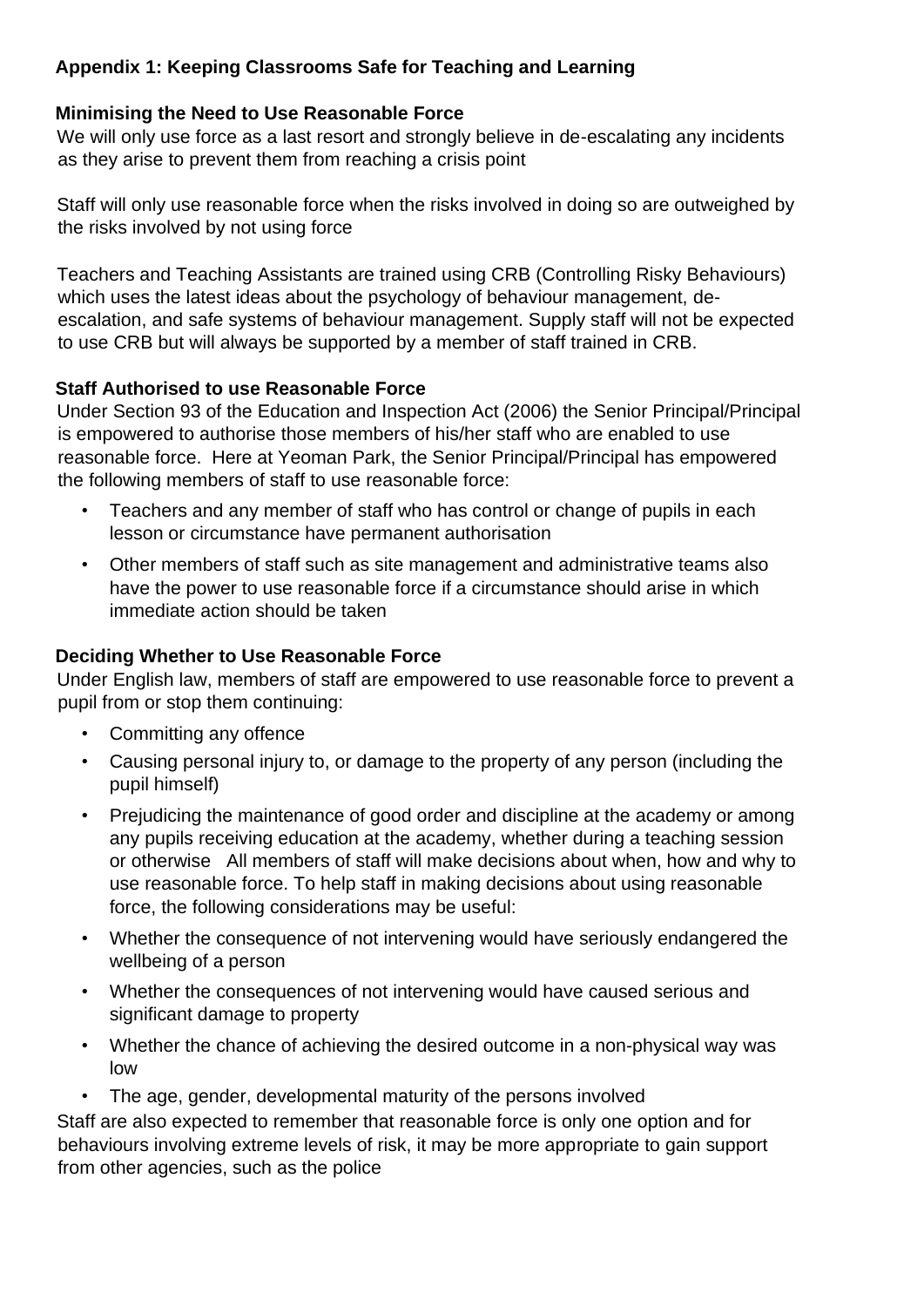## Appendix 1: Keeping Classrooms Safe for Teaching and Learning

### Minimising the Need to Use Reasonable Force

We will only use force as a last resort and strongly believe in de-escalating any incidents as they arise to prevent them from reaching a crisis point

Staff will only use reasonable force when the risks involved in doing so are outweighed by the risks involved by not using force

Teachers and Teaching Assistants are trained using CRB (Controlling Risky Behaviours) which uses the latest ideas about the psychology of behaviour management, de-escalation, and safe systems of behaviour management. Supply staff will not be expected to use CRB but will always be supported by a member of staff trained in CRB.

### Staff Authorised to use Reasonable Force

Under Section 93 of the Education and Inspection Act (2006) the Senior Principal/Principal is empowered to authorise those members of his/her staff who are enabled to use reasonable force. Here at Yeoman Park, the Senior Principal/Principal has empowered the following members of staff to use reasonable force:

- Teachers and any member of staff who has control or change of pupils in each lesson or circumstance have permanent authorisation
- Other members of staff such as site management and administrative teams also have the power to use reasonable force if a circumstance should arise in which immediate action should be taken

### Deciding Whether to Use Reasonable Force

Under English law, members of staff are empowered to use reasonable force to prevent a pupil from or stop them continuing:

- Committing any offence
- Causing personal injury to, or damage to the property of any person (including the pupil himself)
- Prejudicing the maintenance of good order and discipline at the academy or among any pupils receiving education at the academy, whether during a teaching session or otherwise All members of staff will make decisions about when, how and why to use reasonable force. To help staff in making decisions about using reasonable force, the following considerations may be useful:
- Whether the consequence of not intervening would have seriously endangered the wellbeing of a person
- Whether the consequences of not intervening would have caused serious and significant damage to property
- Whether the chance of achieving the desired outcome in a non-physical way was low
- The age, gender, developmental maturity of the persons involved

Staff are also expected to remember that reasonable force is only one option and for behaviours involving extreme levels of risk, it may be more appropriate to gain support from other agencies, such as the police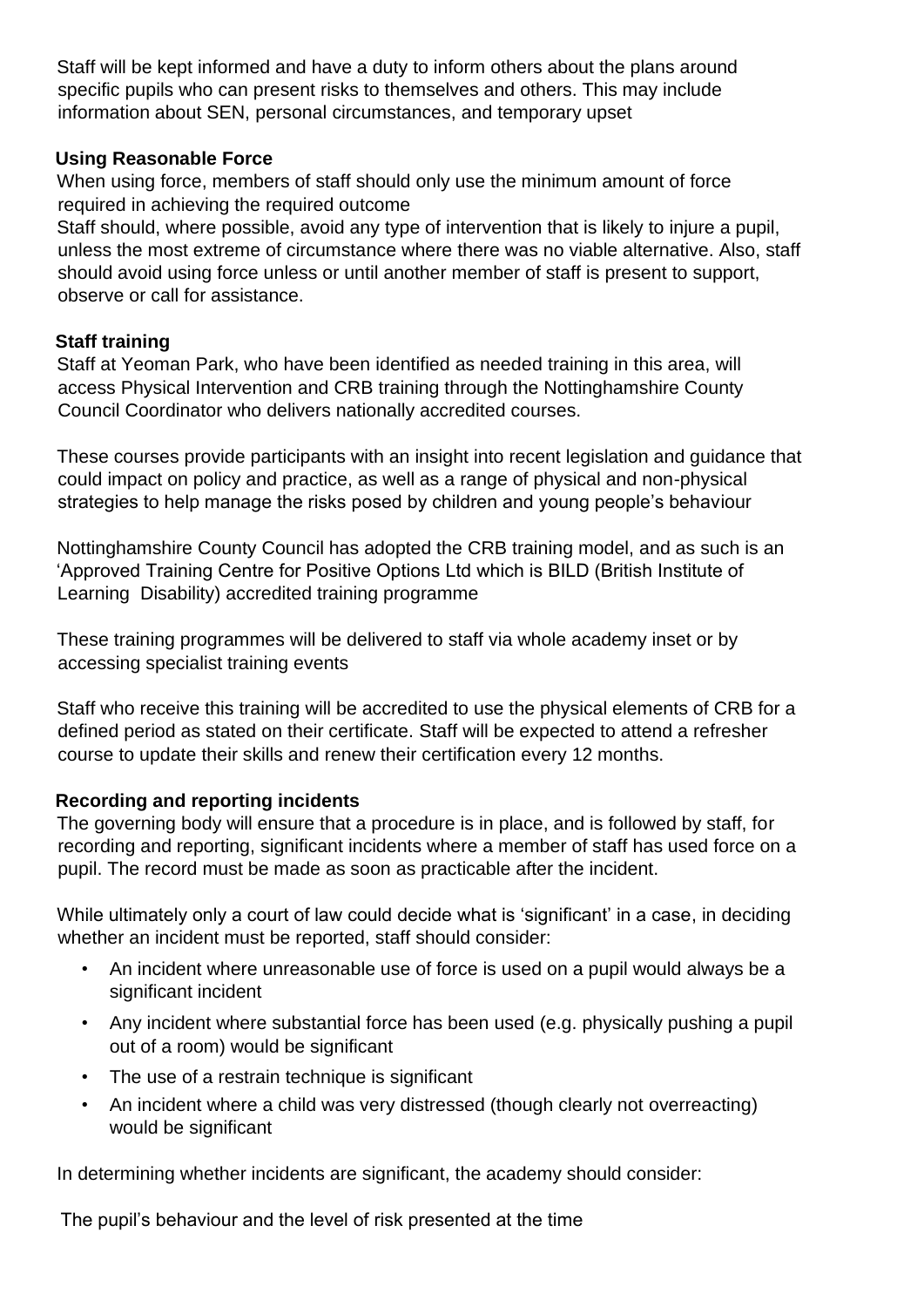Staff will be kept informed and have a duty to inform others about the plans around specific pupils who can present risks to themselves and others. This may include information about SEN, personal circumstances, and temporary upset

**Using Reasonable Force**

When using force, members of staff should only use the minimum amount of force required in achieving the required outcome

Staff should, where possible, avoid any type of intervention that is likely to injure a pupil, unless the most extreme of circumstance where there was no viable alternative. Also, staff should avoid using force unless or until another member of staff is present to support, observe or call for assistance.

**Staff training**

Staff at Yeoman Park, who have been identified as needed training in this area, will access Physical Intervention and CRB training through the Nottinghamshire County Council Coordinator who delivers nationally accredited courses.

These courses provide participants with an insight into recent legislation and guidance that could impact on policy and practice, as well as a range of physical and non-physical strategies to help manage the risks posed by children and young people's behaviour

Nottinghamshire County Council has adopted the CRB training model, and as such is an 'Approved Training Centre for Positive Options Ltd which is BILD (British Institute of Learning Disability) accredited training programme

These training programmes will be delivered to staff via whole academy inset or by accessing specialist training events

Staff who receive this training will be accredited to use the physical elements of CRB for a defined period as stated on their certificate. Staff will be expected to attend a refresher course to update their skills and renew their certification every 12 months.

**Recording and reporting incidents**

The governing body will ensure that a procedure is in place, and is followed by staff, for recording and reporting, significant incidents where a member of staff has used force on a pupil. The record must be made as soon as practicable after the incident.

While ultimately only a court of law could decide what is 'significant' in a case, in deciding whether an incident must be reported, staff should consider:

- An incident where unreasonable use of force is used on a pupil would always be a significant incident
- Any incident where substantial force has been used (e.g. physically pushing a pupil out of a room) would be significant
- The use of a restrain technique is significant
- An incident where a child was very distressed (though clearly not overreacting) would be significant

In determining whether incidents are significant, the academy should consider:

The pupil's behaviour and the level of risk presented at the time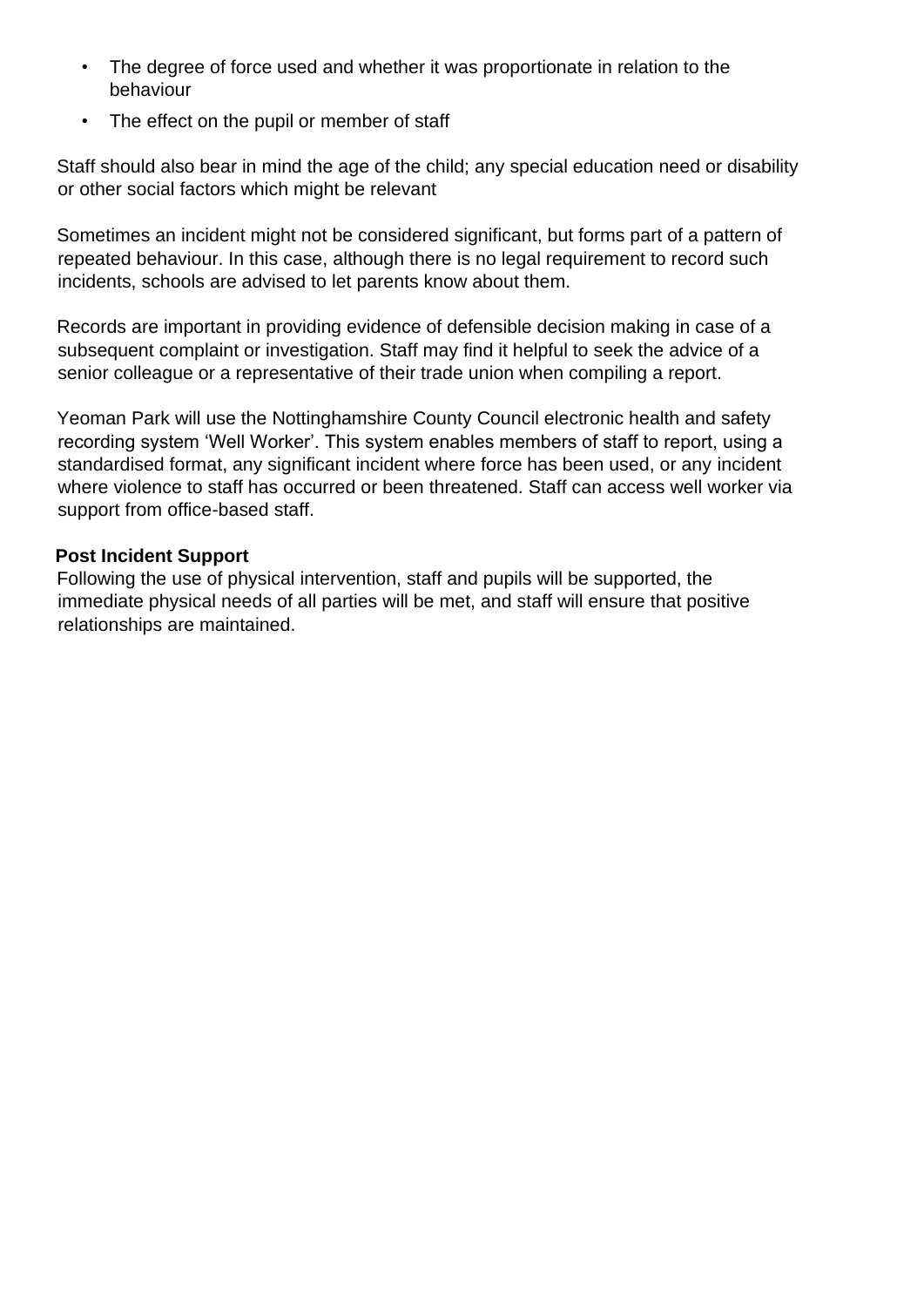- The degree of force used and whether it was proportionate in relation to the behaviour
- The effect on the pupil or member of staff

Staff should also bear in mind the age of the child; any special education need or disability or other social factors which might be relevant

Sometimes an incident might not be considered significant, but forms part of a pattern of repeated behaviour. In this case, although there is no legal requirement to record such incidents, schools are advised to let parents know about them.

Records are important in providing evidence of defensible decision making in case of a subsequent complaint or investigation. Staff may find it helpful to seek the advice of a senior colleague or a representative of their trade union when compiling a report.

Yeoman Park will use the Nottinghamshire County Council electronic health and safety recording system 'Well Worker'. This system enables members of staff to report, using a standardised format, any significant incident where force has been used, or any incident where violence to staff has occurred or been threatened. Staff can access well worker via support from office-based staff.

**Post Incident Support**

Following the use of physical intervention, staff and pupils will be supported, the immediate physical needs of all parties will be met, and staff will ensure that positive relationships are maintained.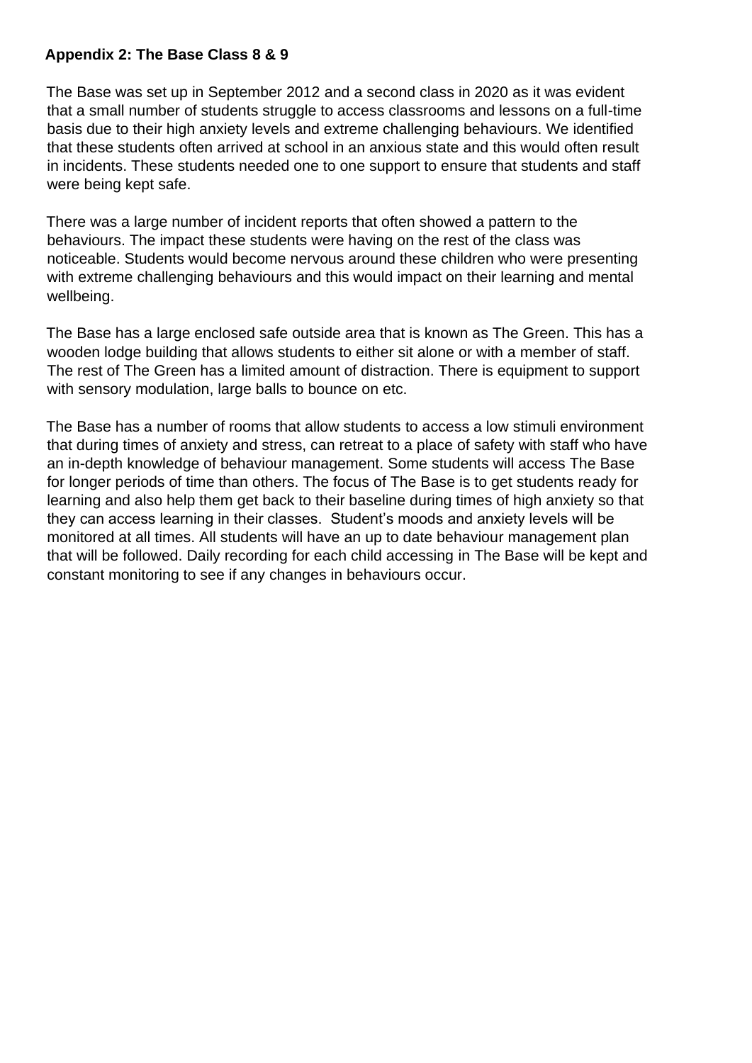## Appendix 2: The Base Class 8 & 9

The Base was set up in September 2012 and a second class in 2020 as it was evident that a small number of students struggle to access classrooms and lessons on a full-time basis due to their high anxiety levels and extreme challenging behaviours. We identified that these students often arrived at school in an anxious state and this would often result in incidents. These students needed one to one support to ensure that students and staff were being kept safe.

There was a large number of incident reports that often showed a pattern to the behaviours. The impact these students were having on the rest of the class was noticeable. Students would become nervous around these children who were presenting with extreme challenging behaviours and this would impact on their learning and mental wellbeing.

The Base has a large enclosed safe outside area that is known as The Green. This has a wooden lodge building that allows students to either sit alone or with a member of staff. The rest of The Green has a limited amount of distraction. There is equipment to support with sensory modulation, large balls to bounce on etc.

The Base has a number of rooms that allow students to access a low stimuli environment that during times of anxiety and stress, can retreat to a place of safety with staff who have an in-depth knowledge of behaviour management. Some students will access The Base for longer periods of time than others. The focus of The Base is to get students ready for learning and also help them get back to their baseline during times of high anxiety so that they can access learning in their classes. Student's moods and anxiety levels will be monitored at all times. All students will have an up to date behaviour management plan that will be followed. Daily recording for each child accessing in The Base will be kept and constant monitoring to see if any changes in behaviours occur.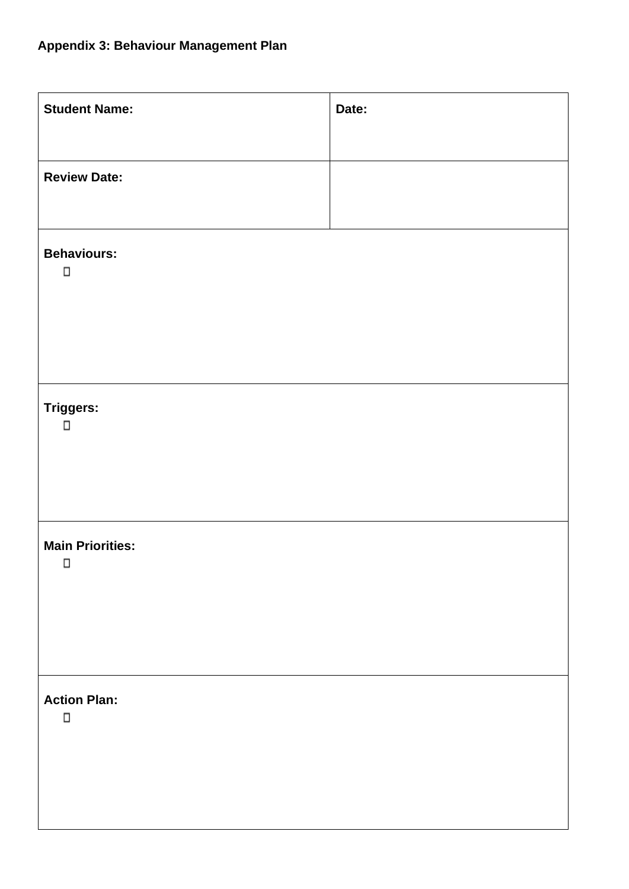**Appendix 3: Behaviour Management Plan**

| **Student Name:** | **Date:** |
|---|---|
| **Review Date:** | |
| **Behaviours:**<br>- | |
| **Triggers:**<br>- | |
| **Main Priorities:**<br>- | |
| **Action Plan:**<br>- | |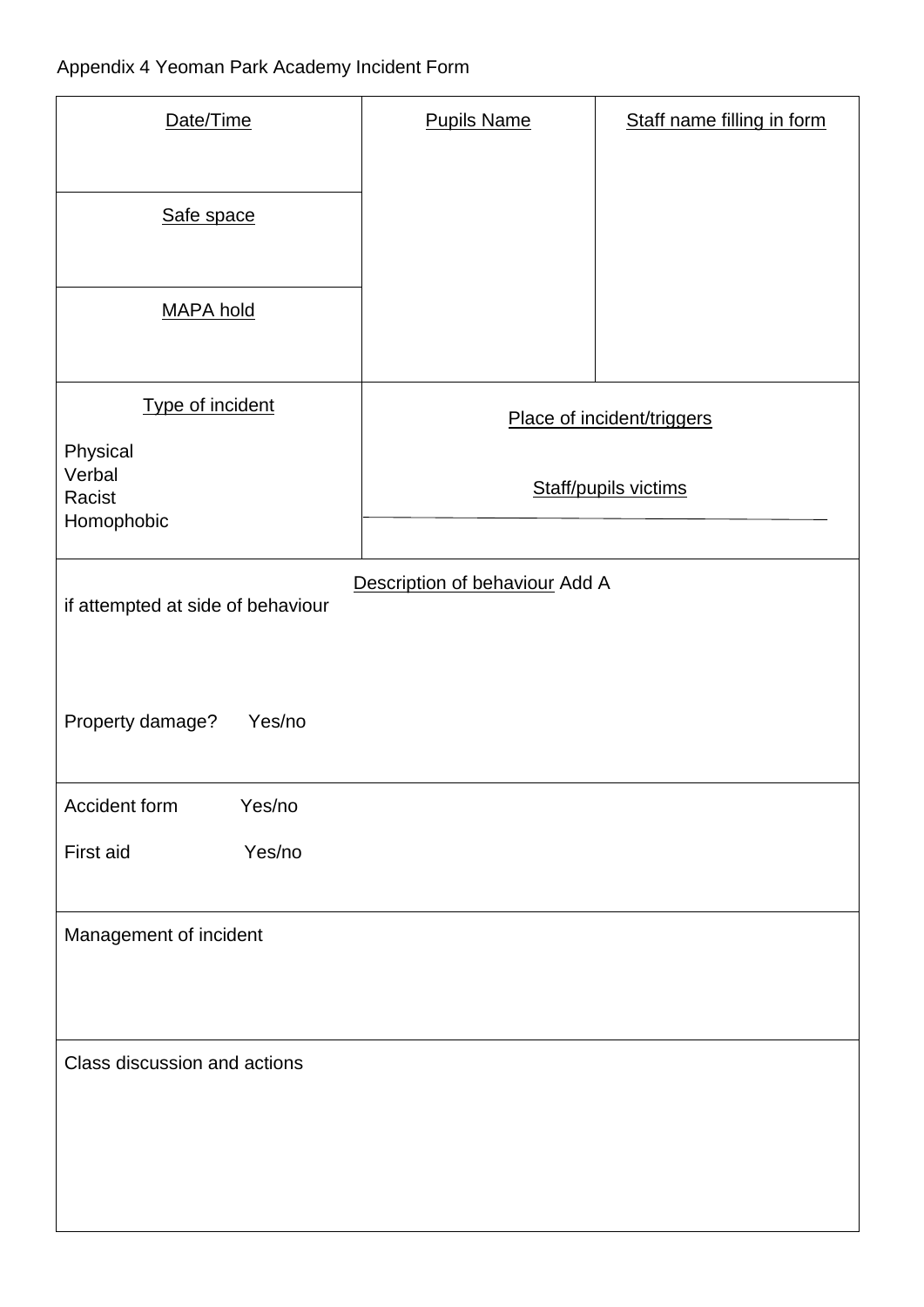Appendix 4 Yeoman Park Academy Incident Form

| Date/Time | Pupils Name | Staff name filling in form |
|---|---|---|
| Safe space | | |
| MAPA hold | | |

| Type of incident | Place of incident/triggers |
|---|---|
| Physical<br>Verbal<br>Racist<br>Homophobic | Staff/pupils victims |

| Description of behaviour Add A if attempted at side of behaviour |
|---|
| Property damage? Yes/no |

| Accident form Yes/no |
|---|
| First aid Yes/no |

| Management of incident |
|---|
| |

| Class discussion and actions |
|---|
| |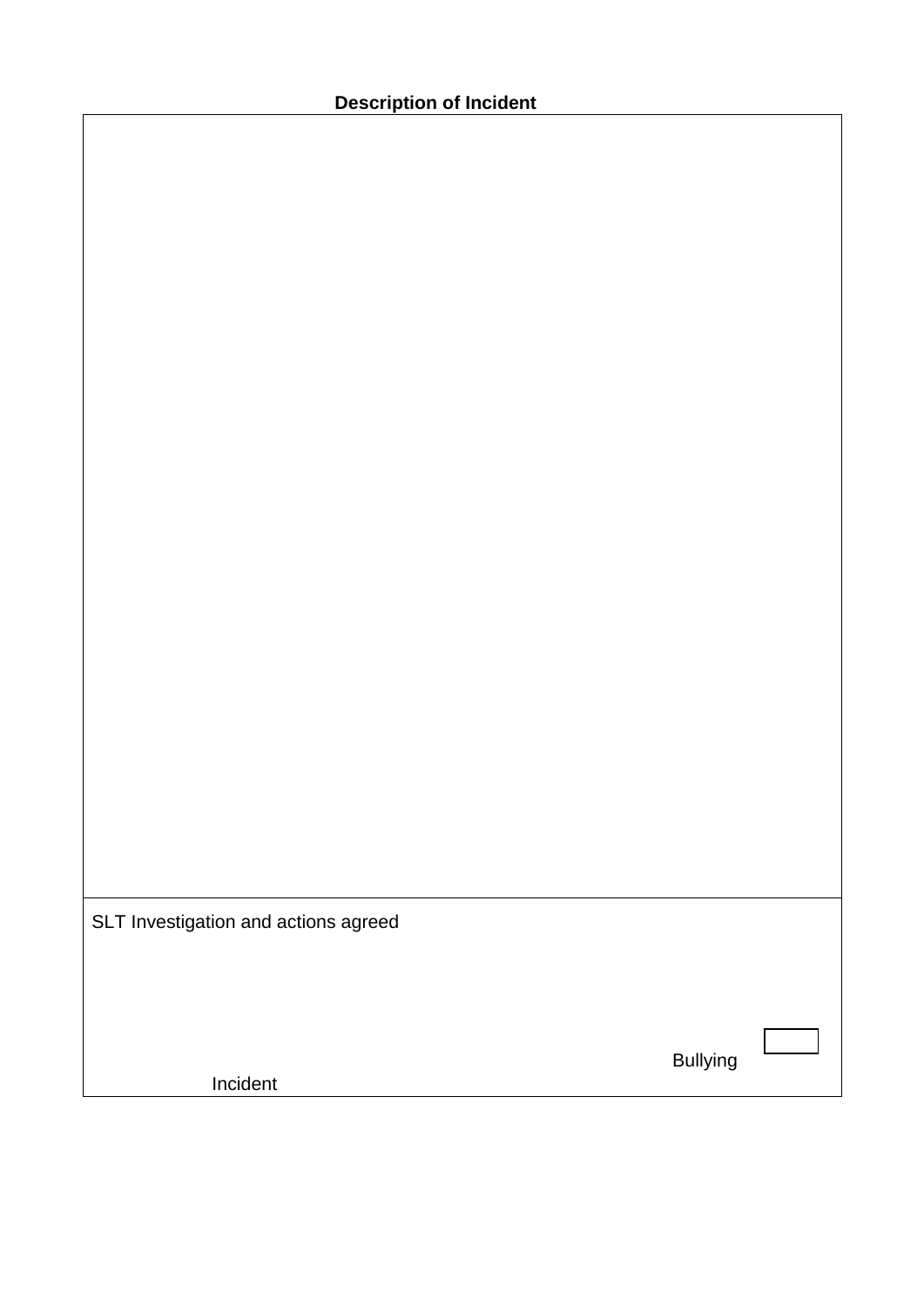**Description of Incident**

| |
|---|
| |
| SLT Investigation and actions agreed<br><br>Bullying ☐<br>Incident |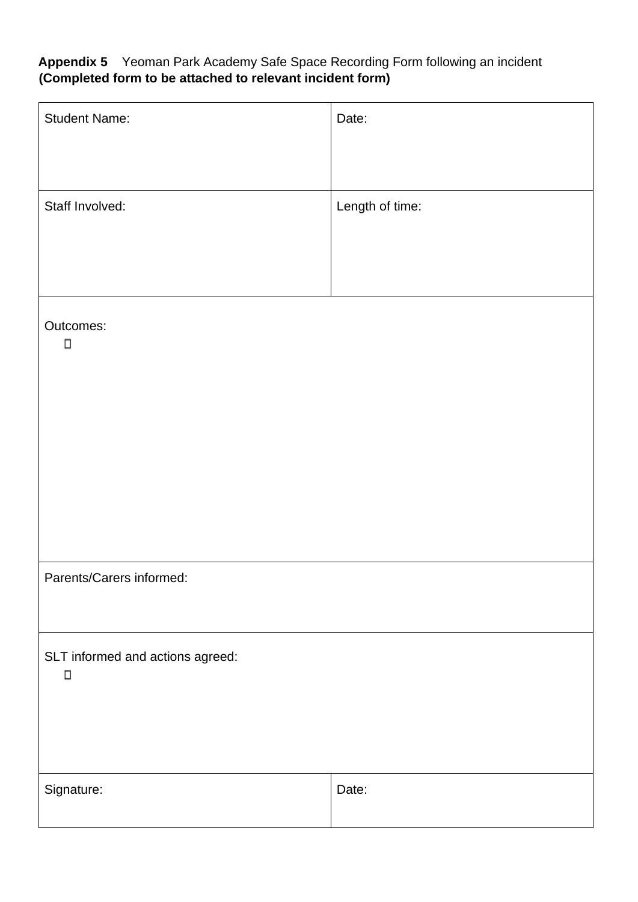**Appendix 5** Yeoman Park Academy Safe Space Recording Form following an incident
**(Completed form to be attached to relevant incident form)**

| | |
|---|---|
| Student Name: | Date: |
| Staff Involved: | Length of time: |
| Outcomes:<br>☐ | |
| Parents/Carers informed: | |
| SLT informed and actions agreed:<br>☐ | |
| Signature: | Date: |